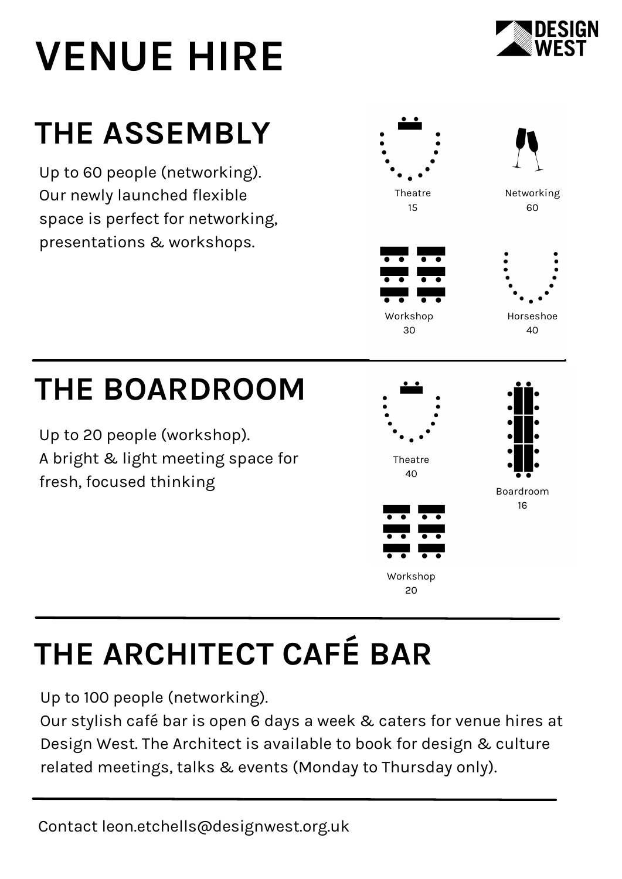# VENUE HIRE

DESIGN WEST

## THE ASSEMBLY

Up to 60 people (networking).
Our newly launched flexible space is perfect for networking, presentations & workshops.

Theatre
15

Networking
60

Workshop
30

Horseshoe
40

## THE BOARDROOM

Up to 20 people (workshop).
A bright & light meeting space for fresh, focused thinking

Theatre
40

Boardroom
16

Workshop
20

## THE ARCHITECT CAFÉ BAR

Up to 100 people (networking).
Our stylish café bar is open 6 days a week & caters for venue hires at Design West. The Architect is available to book for design & culture related meetings, talks & events (Monday to Thursday only).

Contact leon.etchells@designwest.org.uk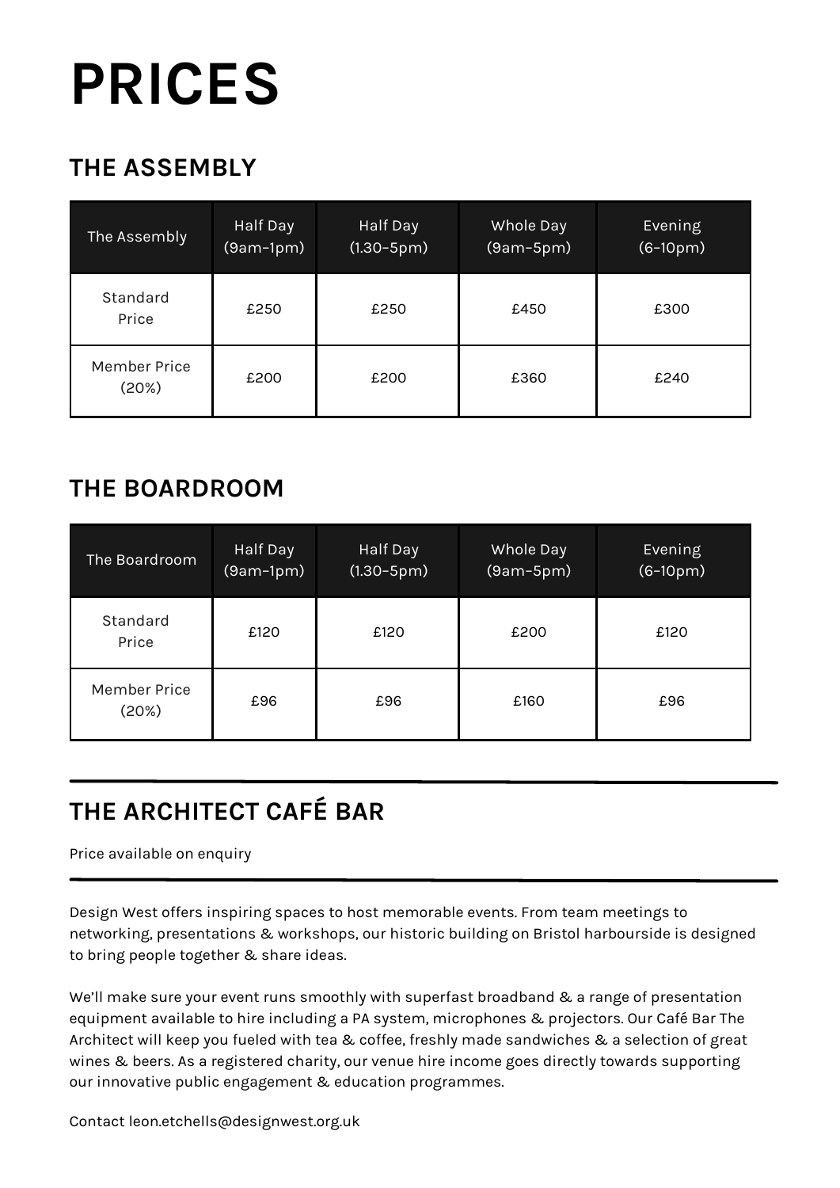# PRICES

## THE ASSEMBLY

| The Assembly | Half Day (9am-1pm) | Half Day (1.30-5pm) | Whole Day (9am-5pm) | Evening (6-10pm) |
|---|---|---|---|---|
| Standard Price | £250 | £250 | £450 | £300 |
| Member Price (20%) | £200 | £200 | £360 | £240 |

## THE BOARDROOM

| The Boardroom | Half Day (9am-1pm) | Half Day (1.30-5pm) | Whole Day (9am-5pm) | Evening (6-10pm) |
|---|---|---|---|---|
| Standard Price | £120 | £120 | £200 | £120 |
| Member Price (20%) | £96 | £96 | £160 | £96 |

## THE ARCHITECT CAFÉ BAR

Price available on enquiry

Design West offers inspiring spaces to host memorable events. From team meetings to networking, presentations & workshops, our historic building on Bristol harbourside is designed to bring people together & share ideas.

We'll make sure your event runs smoothly with superfast broadband & a range of presentation equipment available to hire including a PA system, microphones & projectors. Our Café Bar The Architect will keep you fueled with tea & coffee, freshly made sandwiches & a selection of great wines & beers. As a registered charity, our venue hire income goes directly towards supporting our innovative public engagement & education programmes.

Contact leon.etchells@designwest.org.uk